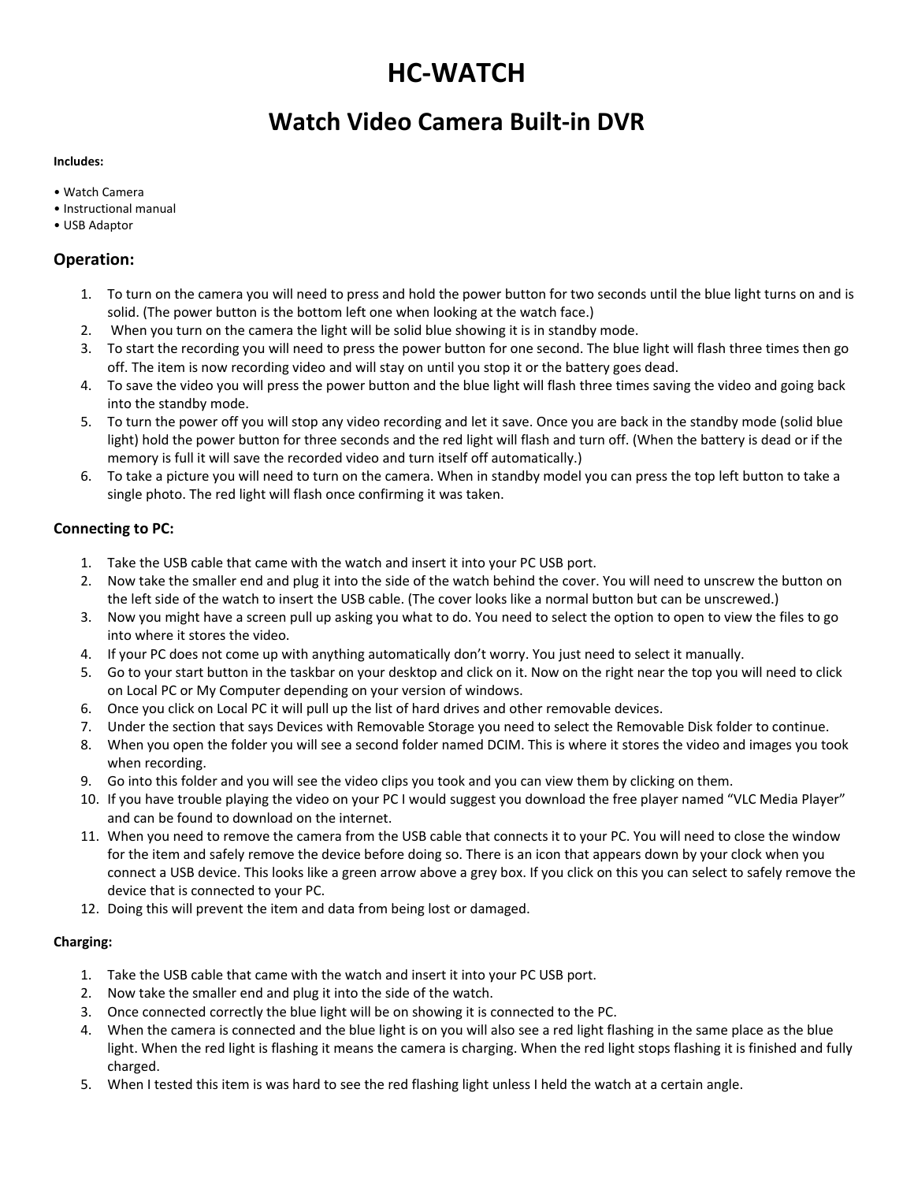# HC-WATCH

## Watch Video Camera Built-in DVR

**Includes:**

- Watch Camera
- Instructional manual
- USB Adaptor

### Operation:

1. To turn on the camera you will need to press and hold the power button for two seconds until the blue light turns on and is solid. (The power button is the bottom left one when looking at the watch face.)
2. When you turn on the camera the light will be solid blue showing it is in standby mode.
3. To start the recording you will need to press the power button for one second. The blue light will flash three times then go off. The item is now recording video and will stay on until you stop it or the battery goes dead.
4. To save the video you will press the power button and the blue light will flash three times saving the video and going back into the standby mode.
5. To turn the power off you will stop any video recording and let it save. Once you are back in the standby mode (solid blue light) hold the power button for three seconds and the red light will flash and turn off. (When the battery is dead or if the memory is full it will save the recorded video and turn itself off automatically.)
6. To take a picture you will need to turn on the camera. When in standby model you can press the top left button to take a single photo. The red light will flash once confirming it was taken.

### Connecting to PC:

1. Take the USB cable that came with the watch and insert it into your PC USB port.
2. Now take the smaller end and plug it into the side of the watch behind the cover. You will need to unscrew the button on the left side of the watch to insert the USB cable. (The cover looks like a normal button but can be unscrewed.)
3. Now you might have a screen pull up asking you what to do. You need to select the option to open to view the files to go into where it stores the video.
4. If your PC does not come up with anything automatically don't worry. You just need to select it manually.
5. Go to your start button in the taskbar on your desktop and click on it. Now on the right near the top you will need to click on Local PC or My Computer depending on your version of windows.
6. Once you click on Local PC it will pull up the list of hard drives and other removable devices.
7. Under the section that says Devices with Removable Storage you need to select the Removable Disk folder to continue.
8. When you open the folder you will see a second folder named DCIM. This is where it stores the video and images you took when recording.
9. Go into this folder and you will see the video clips you took and you can view them by clicking on them.
10. If you have trouble playing the video on your PC I would suggest you download the free player named "VLC Media Player" and can be found to download on the internet.
11. When you need to remove the camera from the USB cable that connects it to your PC. You will need to close the window for the item and safely remove the device before doing so. There is an icon that appears down by your clock when you connect a USB device. This looks like a green arrow above a grey box. If you click on this you can select to safely remove the device that is connected to your PC.
12. Doing this will prevent the item and data from being lost or damaged.

**Charging:**

1. Take the USB cable that came with the watch and insert it into your PC USB port.
2. Now take the smaller end and plug it into the side of the watch.
3. Once connected correctly the blue light will be on showing it is connected to the PC.
4. When the camera is connected and the blue light is on you will also see a red light flashing in the same place as the blue light. When the red light is flashing it means the camera is charging. When the red light stops flashing it is finished and fully charged.
5. When I tested this item is was hard to see the red flashing light unless I held the watch at a certain angle.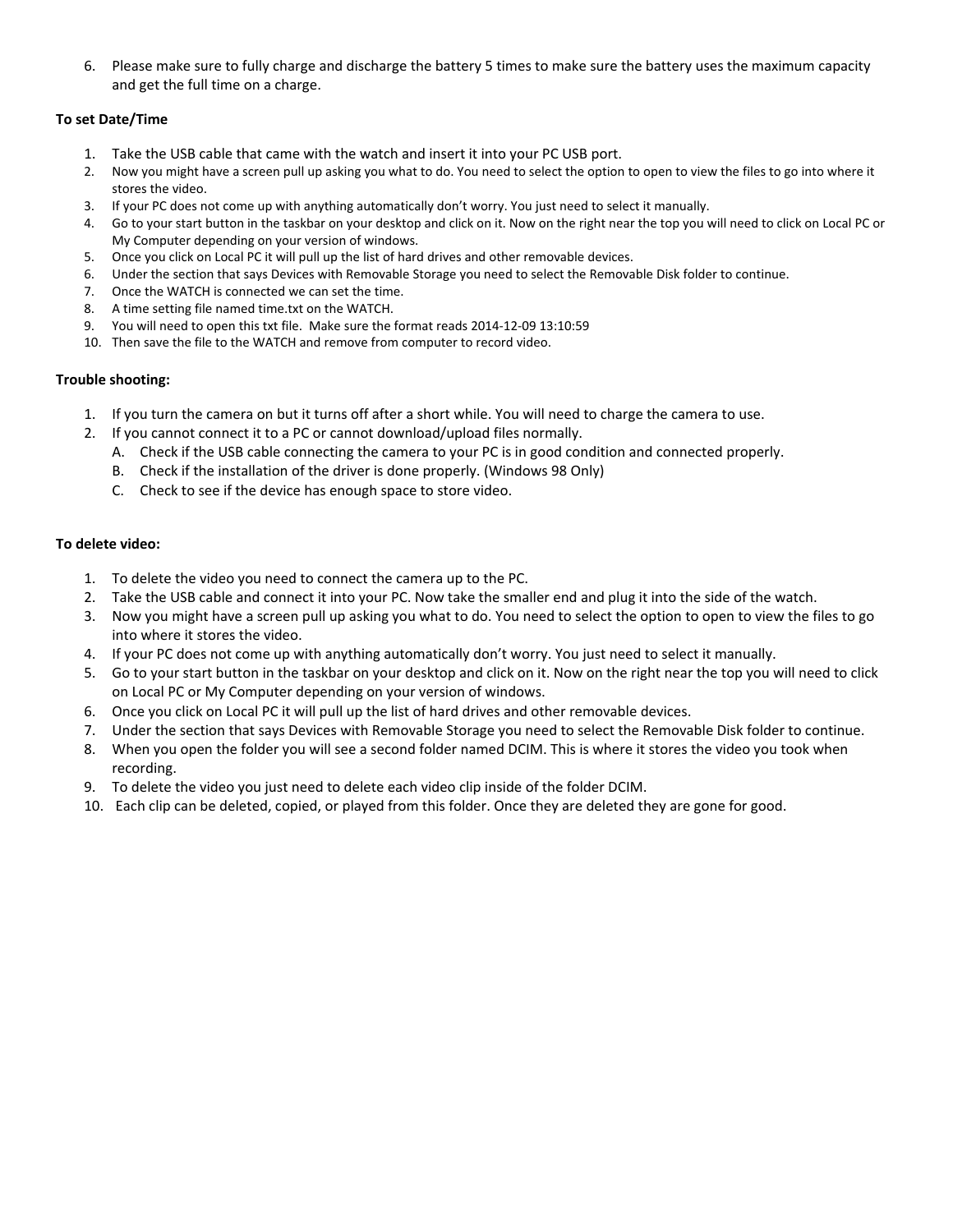6. Please make sure to fully charge and discharge the battery 5 times to make sure the battery uses the maximum capacity and get the full time on a charge.

**To set Date/Time**

1. Take the USB cable that came with the watch and insert it into your PC USB port.
2. Now you might have a screen pull up asking you what to do. You need to select the option to open to view the files to go into where it stores the video.
3. If your PC does not come up with anything automatically don't worry. You just need to select it manually.
4. Go to your start button in the taskbar on your desktop and click on it. Now on the right near the top you will need to click on Local PC or My Computer depending on your version of windows.
5. Once you click on Local PC it will pull up the list of hard drives and other removable devices.
6. Under the section that says Devices with Removable Storage you need to select the Removable Disk folder to continue.
7. Once the WATCH is connected we can set the time.
8. A time setting file named time.txt on the WATCH.
9. You will need to open this txt file. Make sure the format reads 2014-12-09 13:10:59
10. Then save the file to the WATCH and remove from computer to record video.

**Trouble shooting:**

1. If you turn the camera on but it turns off after a short while. You will need to charge the camera to use.
2. If you cannot connect it to a PC or cannot download/upload files normally.
   A. Check if the USB cable connecting the camera to your PC is in good condition and connected properly.
   B. Check if the installation of the driver is done properly. (Windows 98 Only)
   C. Check to see if the device has enough space to store video.

**To delete video:**

1. To delete the video you need to connect the camera up to the PC.
2. Take the USB cable and connect it into your PC. Now take the smaller end and plug it into the side of the watch.
3. Now you might have a screen pull up asking you what to do. You need to select the option to open to view the files to go into where it stores the video.
4. If your PC does not come up with anything automatically don't worry. You just need to select it manually.
5. Go to your start button in the taskbar on your desktop and click on it. Now on the right near the top you will need to click on Local PC or My Computer depending on your version of windows.
6. Once you click on Local PC it will pull up the list of hard drives and other removable devices.
7. Under the section that says Devices with Removable Storage you need to select the Removable Disk folder to continue.
8. When you open the folder you will see a second folder named DCIM. This is where it stores the video you took when recording.
9. To delete the video you just need to delete each video clip inside of the folder DCIM.
10. Each clip can be deleted, copied, or played from this folder. Once they are deleted they are gone for good.